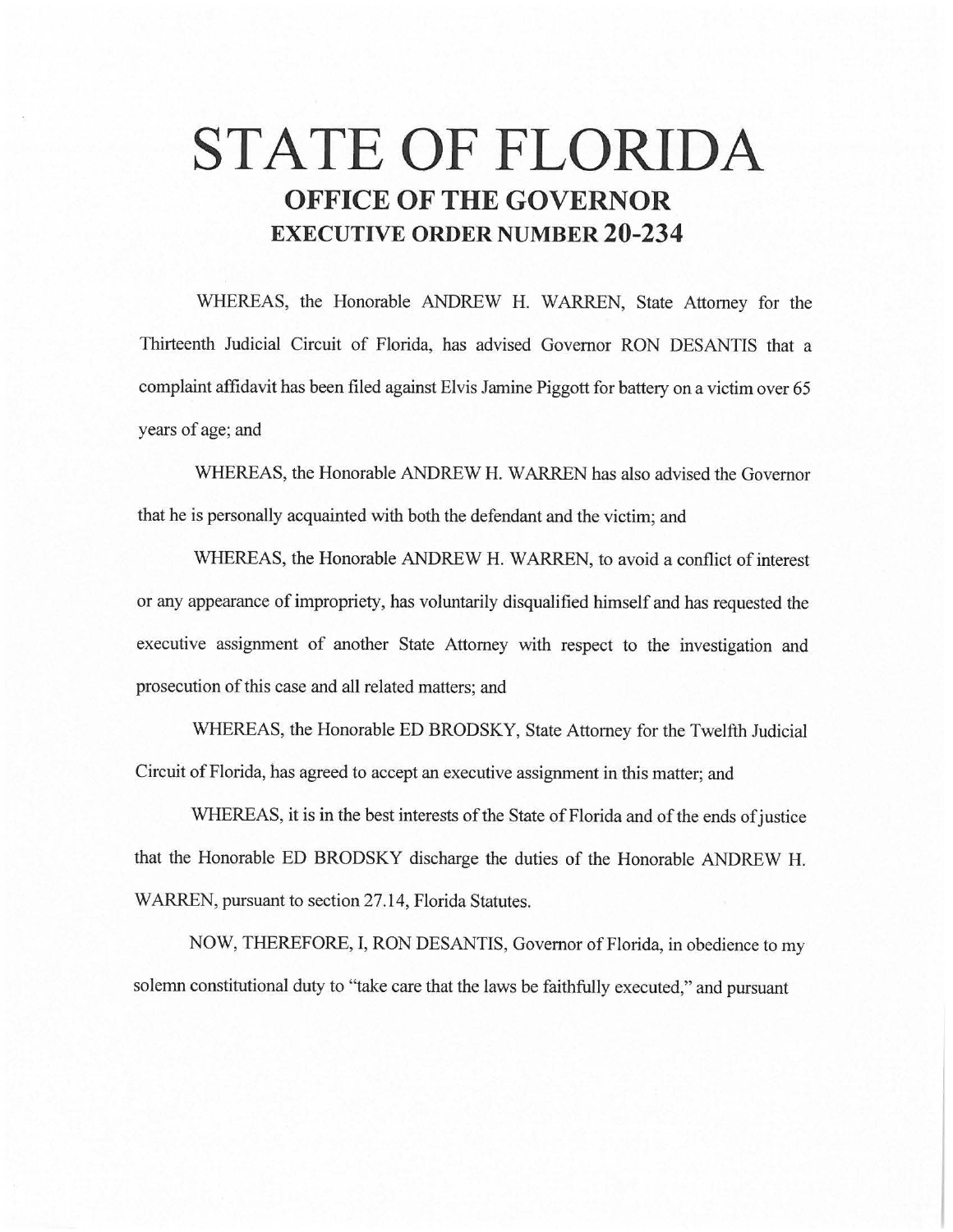# STATE OF FLORIDA

## OFFICE OF THE GOVERNOR

## EXECUTIVE ORDER NUMBER 20-234

WHEREAS, the Honorable ANDREW H. WARREN, State Attorney for the Thirteenth Judicial Circuit of Florida, has advised Governor RON DESANTIS that a complaint affidavit has been filed against Elvis Jamine Piggott for battery on a victim over 65 years of age; and

WHEREAS, the Honorable ANDREW H. WARREN has also advised the Governor that he is personally acquainted with both the defendant and the victim; and

WHEREAS, the Honorable ANDREW H. WARREN, to avoid a conflict of interest or any appearance of impropriety, has voluntarily disqualified himself and has requested the executive assignment of another State Attorney with respect to the investigation and prosecution of this case and all related matters; and

WHEREAS, the Honorable ED BRODSKY, State Attorney for the Twelfth Judicial Circuit of Florida, has agreed to accept an executive assignment in this matter; and

WHEREAS, it is in the best interests of the State of Florida and of the ends of justice that the Honorable ED BRODSKY discharge the duties of the Honorable ANDREW H. WARREN, pursuant to section 27.14, Florida Statutes.

NOW, THEREFORE, I, RON DESANTIS, Governor of Florida, in obedience to my solemn constitutional duty to "take care that the laws be faithfully executed," and pursuant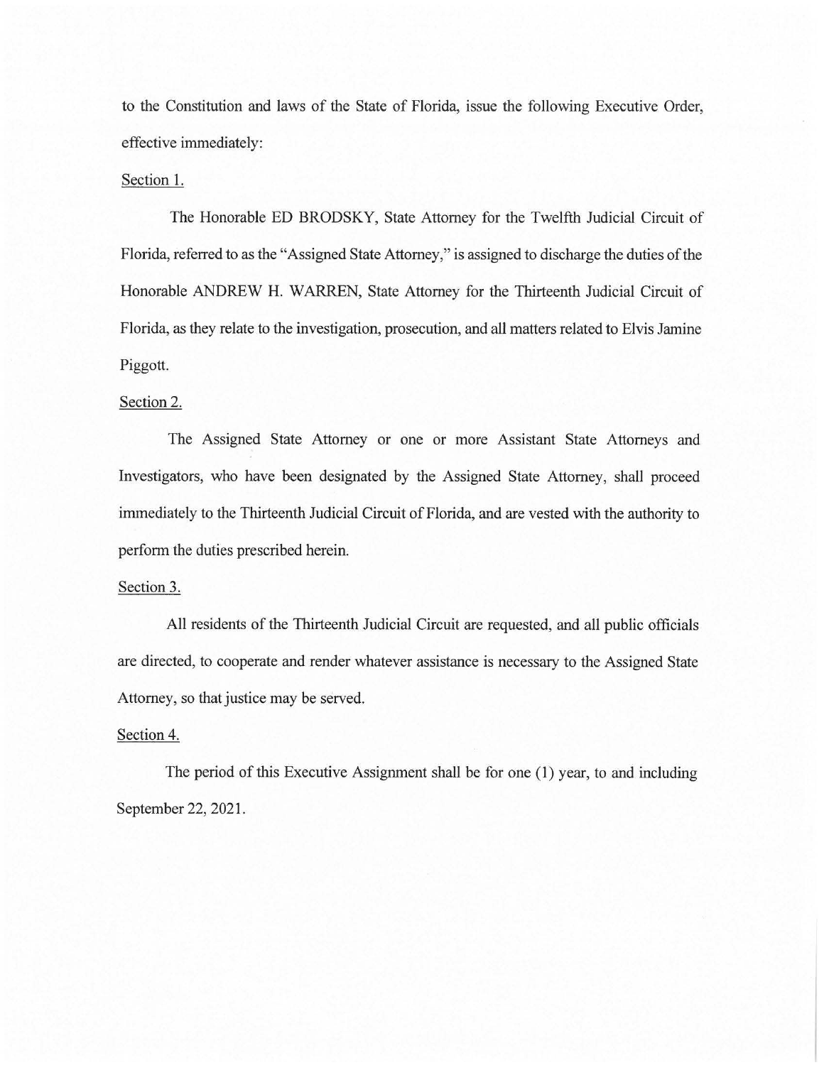to the Constitution and laws of the State of Florida, issue the following Executive Order, effective immediately:

Section 1.

The Honorable ED BRODSKY, State Attorney for the Twelfth Judicial Circuit of Florida, referred to as the "Assigned State Attorney," is assigned to discharge the duties of the Honorable ANDREW H. WARREN, State Attorney for the Thirteenth Judicial Circuit of Florida, as they relate to the investigation, prosecution, and all matters related to Elvis Jamine Piggott.

Section 2.

The Assigned State Attorney or one or more Assistant State Attorneys and Investigators, who have been designated by the Assigned State Attorney, shall proceed immediately to the Thirteenth Judicial Circuit of Florida, and are vested with the authority to perform the duties prescribed herein.

Section 3.

All residents of the Thirteenth Judicial Circuit are requested, and all public officials are directed, to cooperate and render whatever assistance is necessary to the Assigned State Attorney, so that justice may be served.

Section 4.

The period of this Executive Assignment shall be for one (1) year, to and including September 22, 2021.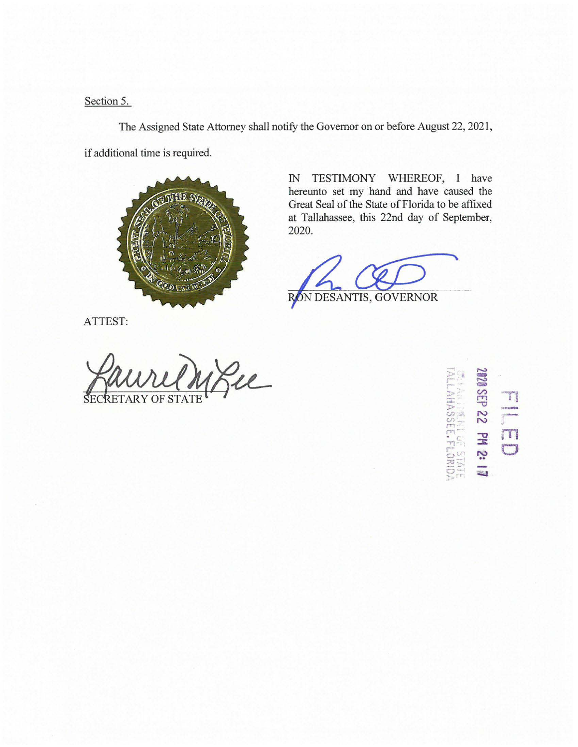Section 5.

The Assigned State Attorney shall notify the Governor on or before August 22, 2021, if additional time is required.

IN TESTIMONY WHEREOF, I have hereunto set my hand and have caused the Great Seal of the State of Florida to be affixed at Tallahassee, this 22nd day of September, 2020.

RON DESANTIS, GOVERNOR

ATTEST:

SECRETARY OF STATE

FILED
2020 SEP 22 PM 2:17
DEPARTMENT OF STATE
TALLAHASSEE, FLORIDA